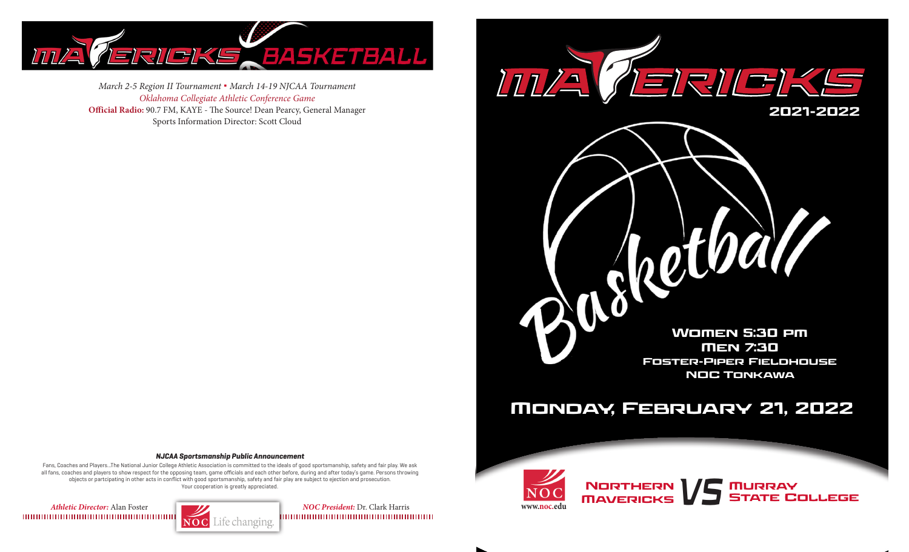# MAVERICKS BASKETBALL

*March 2-5 Region II Tournament* ▪ *March 14-19 NJCAA Tournament*

*Oklahoma Collegiate Athletic Conference Game*

**Official Radio:** 90.7 FM, KAYE - The Source! Dean Pearcy, General Manager

Sports Information Director: Scott Cloud

***NJCAA Sportsmanship Public Announcement***

Fans, Coaches and Players...The National Junior College Athletic Association is committed to the ideals of good sportsmanship, safety and fair play. We ask all fans, coaches and players to show respect for the opposing team, game officials and each other before, during and after today's game. Persons throwing objects or partcipating in other acts in conflict with good sportsmanship, safety and fair play are subject to ejection and prosecution. Your cooperation is greatly appreciated.

***Athletic Director:*** Alan Foster

NOC Life changing.

***NOC President:*** Dr. Clark Harris

# MAVERICKS

## 2021-2022

## Basketball

**Women 5:30 pm**

**Men 7:30**

**Foster-Piper Fieldhouse**

**NOC Tonkawa**

## Monday, February 21, 2022

NOC

www.noc.edu

**Northern Mavericks VS Murray State College**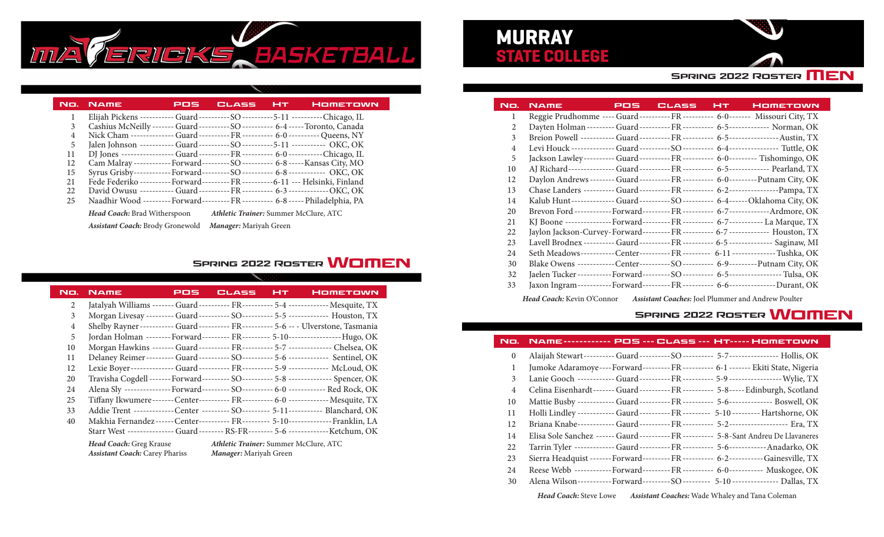# MAVERICKS BASKETBALL

| No. | Name | Pos | Class | Ht | Hometown |
|---|---|---|---|---|---|
| 1 | Elijah Pickens | Guard | SO | 5-11 | Chicago, IL |
| 3 | Cashius McNeilly | Guard | SO | 6-4 | Toronto, Canada |
| 4 | Nick Cham | Guard | FR | 6-0 | Queens, NY |
| 5 | Jalen Johnson | Guard | SO | 5-11 | OKC, OK |
| 11 | DJ Jones | Guard | FR | 6-0 | Chicago, IL |
| 12 | Cam Malray | Forward | SO | 6-8 | Kansas City, MO |
| 15 | Syrus Grisby | Forward | SO | 6-8 | OKC, OK |
| 21 | Fede Federiko | Forward | FR | 6-11 | Helsinki, Finland |
| 22 | David Owusu | Guard | FR | 6-3 | OKC, OK |
| 25 | Naadhir Wood | Forward | FR | 6-8 | Philadelphia, PA |

***Head Coach:*** Brad Witherspoon ***Athletic Trainer:*** Summer McClure, ATC

***Assistant Coach:*** Brody Gronewold ***Manager:*** Mariyah Green

## Spring 2022 Roster WOMEN

| No. | Name | Pos | Class | Ht | Hometown |
|---|---|---|---|---|---|
| 2 | Jatalyah Williams | Guard | FR | 5-4 | Mesquite, TX |
| 3 | Morgan Livesay | Guard | SO | 5-5 | Houston, TX |
| 4 | Shelby Rayner | Guard | FR | 5-6 | Ulverstone, Tasmania |
| 5 | Jordan Holman | Forward | FR | 5-10 | Hugo, OK |
| 10 | Morgan Hawkins | Guard | FR | 5-7 | Chelsea, OK |
| 11 | Delaney Reimer | Guard | SO | 5-6 | Sentinel, OK |
| 12 | Lexie Boyer | Guard | FR | 5-9 | McLoud, OK |
| 20 | Travisha Cogdell | Forward | SO | 5-8 | Spencer, OK |
| 24 | Alena Sly | Forward | SO | 6-0 | Red Rock, OK |
| 25 | Tiffany Ikwumere | Center | FR | 6-0 | Mesquite, TX |
| 33 | Addie Trent | Center | SO | 5-11 | Blanchard, OK |
| 40 | Makhia Fernandez | Center | FR | 5-10 | Franklin, LA |
| | Starr West | Guard | RS-FR | 5-6 | Ketchum, OK |

***Head Coach:*** Greg Krause ***Athletic Trainer:*** Summer McClure, ATC

***Assistant Coach:*** Carey Phariss ***Manager:*** Mariyah Green

# MURRAY STATE COLLEGE

## Spring 2022 Roster MEN

| No. | Name | Pos | Class | Ht | Hometown |
|---|---|---|---|---|---|
| 1 | Reggie Prudhomme | Guard | FR | 6-0 | Missouri City, TX |
| 2 | Dayten Holman | Guard | FR | 6-5 | Norman, OK |
| 3 | Breion Powell | Guard | FR | 6-5 | Austin, TX |
| 4 | Levi Houck | Guard | SO | 6-4 | Tuttle, OK |
| 5 | Jackson Lawley | Guard | FR | 6-0 | Tishomingo, OK |
| 10 | AJ Richard | Guard | FR | 6-5 | Pearland, TX |
| 12 | Daylon Andrews | Guard | FR | 6-0 | Putnam City, OK |
| 13 | Chase Landers | Guard | FR | 6-2 | Pampa, TX |
| 14 | Kalub Hunt | Guard | SO | 6-4 | Oklahoma City, OK |
| 20 | Brevon Ford | Forward | FR | 6-7 | Ardmore, OK |
| 21 | KJ Boone | Forward | FR | 6-7 | La Marque, TX |
| 22 | Jaylon Jackson-Curvey | Forward | FR | 6-7 | Houston, TX |
| 23 | Lavell Brodnex | Guard | FR | 6-5 | Saginaw, MI |
| 24 | Seth Meadows | Center | FR | 6-11 | Tushka, OK |
| 30 | Blake Owens | Center | SO | 6-9 | Putnam City, OK |
| 32 | Jaelen Tucker | Forward | SO | 6-5 | Tulsa, OK |
| 33 | Jaxon Ingram | Forward | FR | 6-6 | Durant, OK |

***Head Coach:*** Kevin O'Connor ***Assistant Coaches:*** Joel Plummer and Andrew Poulter

## Spring 2022 Roster WOMEN

| No. | Name | Pos | Class | Ht | Hometown |
|---|---|---|---|---|---|
| 0 | Alaijah Stewart | Guard | SO | 5-7 | Hollis, OK |
| 1 | Jumoke Adaramoye | Forward | FR | 6-1 | Ekiti State, Nigeria |
| 3 | Lanie Gooch | Guard | FR | 5-9 | Wylie, TX |
| 4 | Celina Eisenhardt | Guard | FR | 5-8 | Edinburgh, Scotland |
| 10 | Mattie Busby | Guard | FR | 5-6 | Boswell, OK |
| 11 | Holli Lindley | Gaurd | FR | 5-10 | Hartshorne, OK |
| 12 | Briana Knabe | Gaurd | FR | 5-2 | Era, TX |
| 14 | Elisa Sole Sanchez | Gaurd | FR | 5-8 | Sant Andreu De Llavaneres |
| 22 | Tarrin Tyler | Gaurd | FR | 5-6 | Anadarko, OK |
| 23 | Sierra Headquist | Forward | FR | 6-2 | Gainesville, TX |
| 24 | Reese Webb | Forward | FR | 6-0 | Muskogee, OK |
| 30 | Alena Wilson | Forward | SO | 5-10 | Dallas, TX |

***Head Coach:*** Steve Lowe ***Assistant Coaches:*** Wade Whaley and Tana Coleman